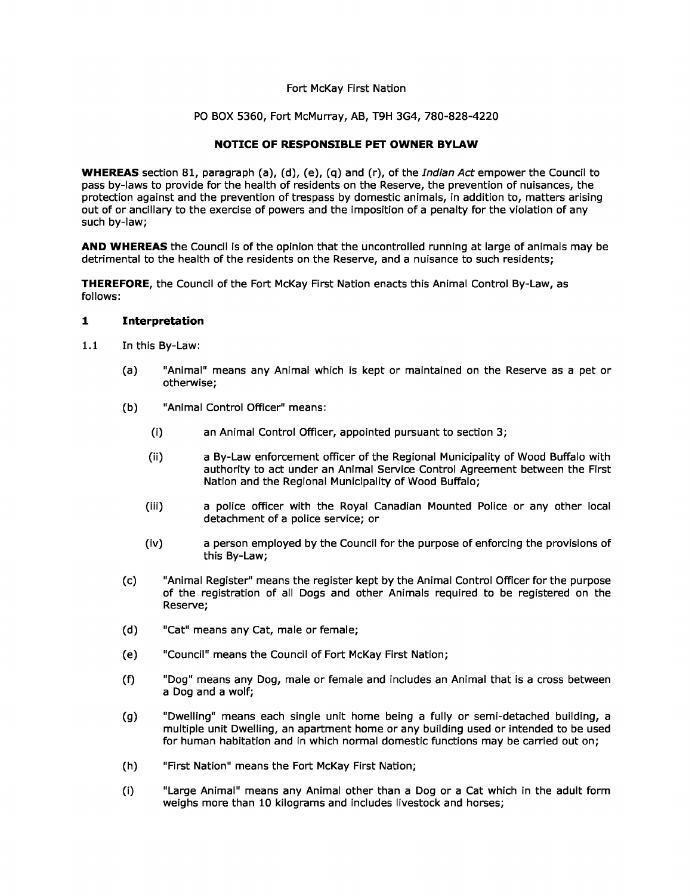Fort McKay First Nation

PO BOX 5360, Fort McMurray, AB, T9H 3G4, 780-828-4220

## NOTICE OF RESPONSIBLE PET OWNER BYLAW

**WHEREAS** section 81, paragraph (a), (d), (e), (q) and (r), of the *Indian Act* empower the Council to pass by-laws to provide for the health of residents on the Reserve, the prevention of nuisances, the protection against and the prevention of trespass by domestic animals, in addition to, matters arising out of or ancillary to the exercise of powers and the imposition of a penalty for the violation of any such by-law;

**AND WHEREAS** the Council is of the opinion that the uncontrolled running at large of animals may be detrimental to the health of the residents on the Reserve, and a nuisance to such residents;

**THEREFORE**, the Council of the Fort McKay First Nation enacts this Animal Control By-Law, as follows:

### 1 Interpretation

1.1 In this By-Law:

(a) "Animal" means any Animal which is kept or maintained on the Reserve as a pet or otherwise;

(b) "Animal Control Officer" means:

(i) an Animal Control Officer, appointed pursuant to section 3;

(ii) a By-Law enforcement officer of the Regional Municipality of Wood Buffalo with authority to act under an Animal Service Control Agreement between the First Nation and the Regional Municipality of Wood Buffalo;

(iii) a police officer with the Royal Canadian Mounted Police or any other local detachment of a police service; or

(iv) a person employed by the Council for the purpose of enforcing the provisions of this By-Law;

(c) "Animal Register" means the register kept by the Animal Control Officer for the purpose of the registration of all Dogs and other Animals required to be registered on the Reserve;

(d) "Cat" means any Cat, male or female;

(e) "Council" means the Council of Fort McKay First Nation;

(f) "Dog" means any Dog, male or female and includes an Animal that is a cross between a Dog and a wolf;

(g) "Dwelling" means each single unit home being a fully or semi-detached building, a multiple unit Dwelling, an apartment home or any building used or intended to be used for human habitation and in which normal domestic functions may be carried out on;

(h) "First Nation" means the Fort McKay First Nation;

(i) "Large Animal" means any Animal other than a Dog or a Cat which in the adult form weighs more than 10 kilograms and includes livestock and horses;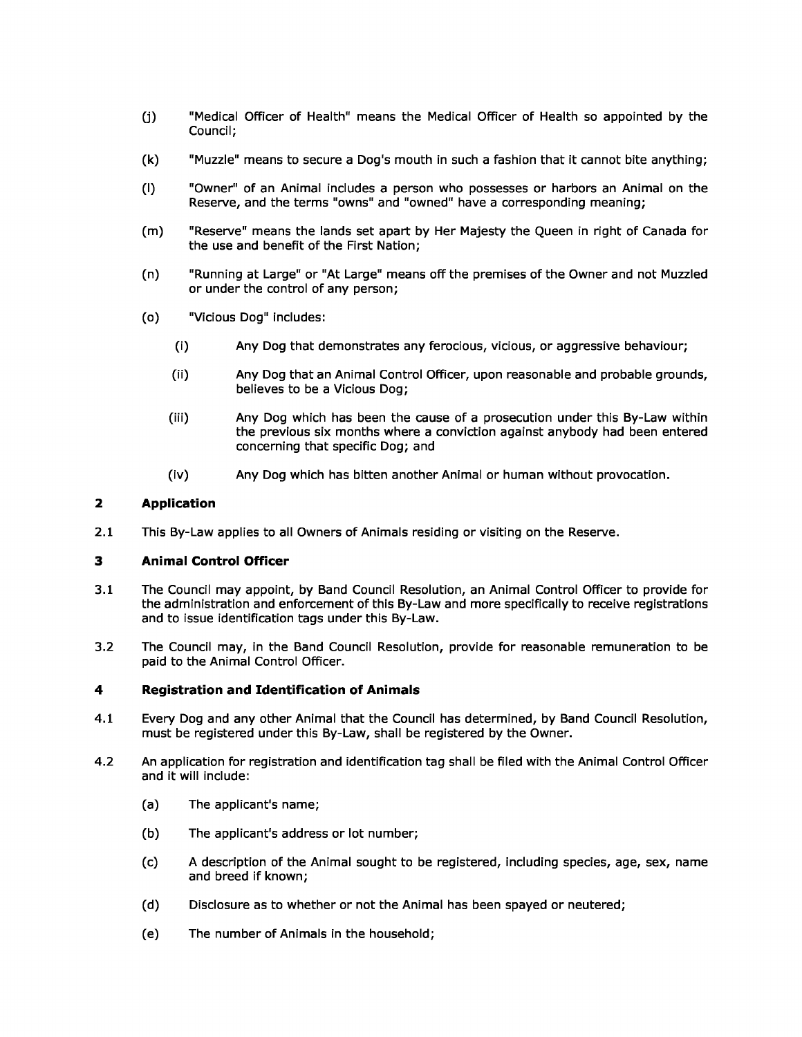(j) "Medical Officer of Health" means the Medical Officer of Health so appointed by the Council;

(k) "Muzzle" means to secure a Dog's mouth in such a fashion that it cannot bite anything;

(l) "Owner" of an Animal includes a person who possesses or harbors an Animal on the Reserve, and the terms "owns" and "owned" have a corresponding meaning;

(m) "Reserve" means the lands set apart by Her Majesty the Queen in right of Canada for the use and benefit of the First Nation;

(n) "Running at Large" or "At Large" means off the premises of the Owner and not Muzzled or under the control of any person;

(o) "Vicious Dog" includes:

(i) Any Dog that demonstrates any ferocious, vicious, or aggressive behaviour;

(ii) Any Dog that an Animal Control Officer, upon reasonable and probable grounds, believes to be a Vicious Dog;

(iii) Any Dog which has been the cause of a prosecution under this By-Law within the previous six months where a conviction against anybody had been entered concerning that specific Dog; and

(iv) Any Dog which has bitten another Animal or human without provocation.

## 2 Application

2.1 This By-Law applies to all Owners of Animals residing or visiting on the Reserve.

## 3 Animal Control Officer

3.1 The Council may appoint, by Band Council Resolution, an Animal Control Officer to provide for the administration and enforcement of this By-Law and more specifically to receive registrations and to issue identification tags under this By-Law.

3.2 The Council may, in the Band Council Resolution, provide for reasonable remuneration to be paid to the Animal Control Officer.

## 4 Registration and Identification of Animals

4.1 Every Dog and any other Animal that the Council has determined, by Band Council Resolution, must be registered under this By-Law, shall be registered by the Owner.

4.2 An application for registration and identification tag shall be filed with the Animal Control Officer and it will include:

(a) The applicant's name;

(b) The applicant's address or lot number;

(c) A description of the Animal sought to be registered, including species, age, sex, name and breed if known;

(d) Disclosure as to whether or not the Animal has been spayed or neutered;

(e) The number of Animals in the household;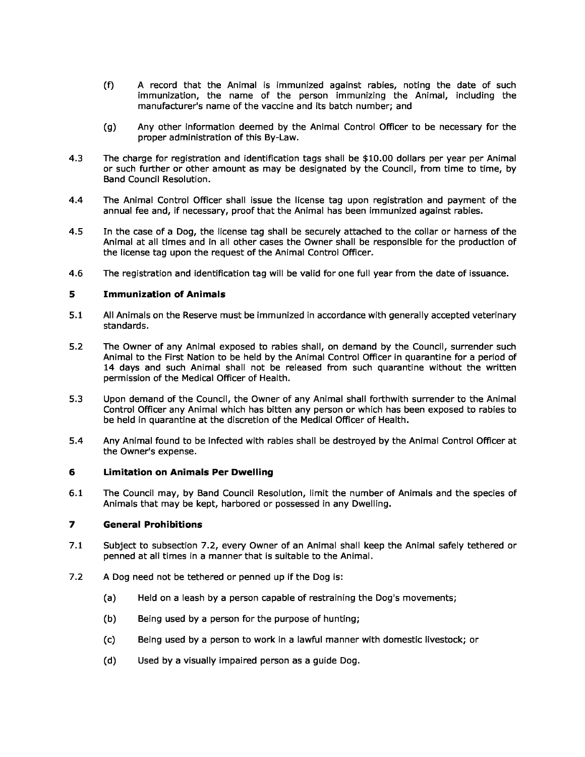(f) A record that the Animal is immunized against rabies, noting the date of such immunization, the name of the person immunizing the Animal, including the manufacturer's name of the vaccine and its batch number; and

(g) Any other information deemed by the Animal Control Officer to be necessary for the proper administration of this By-Law.

4.3 The charge for registration and identification tags shall be $10.00 dollars per year per Animal or such further or other amount as may be designated by the Council, from time to time, by Band Council Resolution.

4.4 The Animal Control Officer shall issue the license tag upon registration and payment of the annual fee and, if necessary, proof that the Animal has been immunized against rabies.

4.5 In the case of a Dog, the license tag shall be securely attached to the collar or harness of the Animal at all times and in all other cases the Owner shall be responsible for the production of the license tag upon the request of the Animal Control Officer.

4.6 The registration and identification tag will be valid for one full year from the date of issuance.

## 5 Immunization of Animals

5.1 All Animals on the Reserve must be immunized in accordance with generally accepted veterinary standards.

5.2 The Owner of any Animal exposed to rabies shall, on demand by the Council, surrender such Animal to the First Nation to be held by the Animal Control Officer in quarantine for a period of 14 days and such Animal shall not be released from such quarantine without the written permission of the Medical Officer of Health.

5.3 Upon demand of the Council, the Owner of any Animal shall forthwith surrender to the Animal Control Officer any Animal which has bitten any person or which has been exposed to rabies to be held in quarantine at the discretion of the Medical Officer of Health.

5.4 Any Animal found to be infected with rabies shall be destroyed by the Animal Control Officer at the Owner's expense.

## 6 Limitation on Animals Per Dwelling

6.1 The Council may, by Band Council Resolution, limit the number of Animals and the species of Animals that may be kept, harbored or possessed in any Dwelling.

## 7 General Prohibitions

7.1 Subject to subsection 7.2, every Owner of an Animal shall keep the Animal safely tethered or penned at all times in a manner that is suitable to the Animal.

7.2 A Dog need not be tethered or penned up if the Dog is:

(a) Held on a leash by a person capable of restraining the Dog's movements;

(b) Being used by a person for the purpose of hunting;

(c) Being used by a person to work in a lawful manner with domestic livestock; or

(d) Used by a visually impaired person as a guide Dog.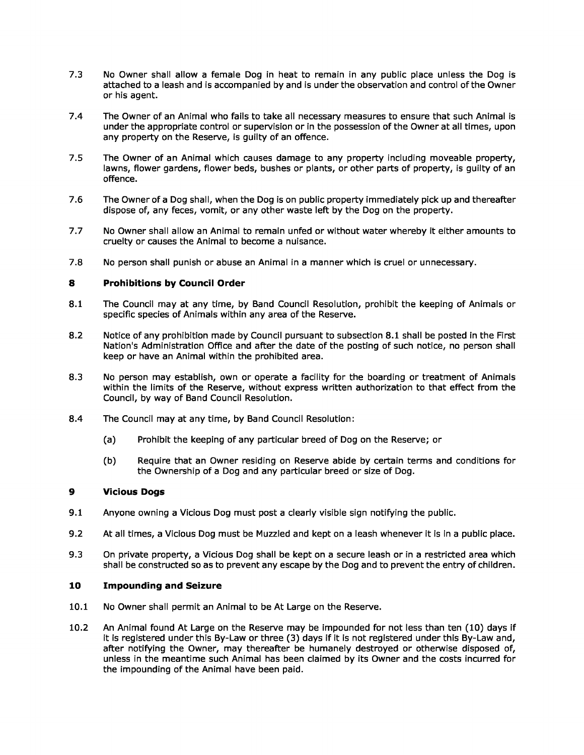7.3 No Owner shall allow a female Dog in heat to remain in any public place unless the Dog is attached to a leash and is accompanied by and is under the observation and control of the Owner or his agent.

7.4 The Owner of an Animal who fails to take all necessary measures to ensure that such Animal is under the appropriate control or supervision or in the possession of the Owner at all times, upon any property on the Reserve, is guilty of an offence.

7.5 The Owner of an Animal which causes damage to any property including moveable property, lawns, flower gardens, flower beds, bushes or plants, or other parts of property, is guilty of an offence.

7.6 The Owner of a Dog shall, when the Dog is on public property immediately pick up and thereafter dispose of, any feces, vomit, or any other waste left by the Dog on the property.

7.7 No Owner shall allow an Animal to remain unfed or without water whereby it either amounts to cruelty or causes the Animal to become a nuisance.

7.8 No person shall punish or abuse an Animal in a manner which is cruel or unnecessary.

## 8 Prohibitions by Council Order

8.1 The Council may at any time, by Band Council Resolution, prohibit the keeping of Animals or specific species of Animals within any area of the Reserve.

8.2 Notice of any prohibition made by Council pursuant to subsection 8.1 shall be posted in the First Nation's Administration Office and after the date of the posting of such notice, no person shall keep or have an Animal within the prohibited area.

8.3 No person may establish, own or operate a facility for the boarding or treatment of Animals within the limits of the Reserve, without express written authorization to that effect from the Council, by way of Band Council Resolution.

8.4 The Council may at any time, by Band Council Resolution:

(a) Prohibit the keeping of any particular breed of Dog on the Reserve; or

(b) Require that an Owner residing on Reserve abide by certain terms and conditions for the Ownership of a Dog and any particular breed or size of Dog.

## 9 Vicious Dogs

9.1 Anyone owning a Vicious Dog must post a clearly visible sign notifying the public.

9.2 At all times, a Vicious Dog must be Muzzled and kept on a leash whenever it is in a public place.

9.3 On private property, a Vicious Dog shall be kept on a secure leash or in a restricted area which shall be constructed so as to prevent any escape by the Dog and to prevent the entry of children.

## 10 Impounding and Seizure

10.1 No Owner shall permit an Animal to be At Large on the Reserve.

10.2 An Animal found At Large on the Reserve may be impounded for not less than ten (10) days if it is registered under this By-Law or three (3) days if it is not registered under this By-Law and, after notifying the Owner, may thereafter be humanely destroyed or otherwise disposed of, unless in the meantime such Animal has been claimed by its Owner and the costs incurred for the impounding of the Animal have been paid.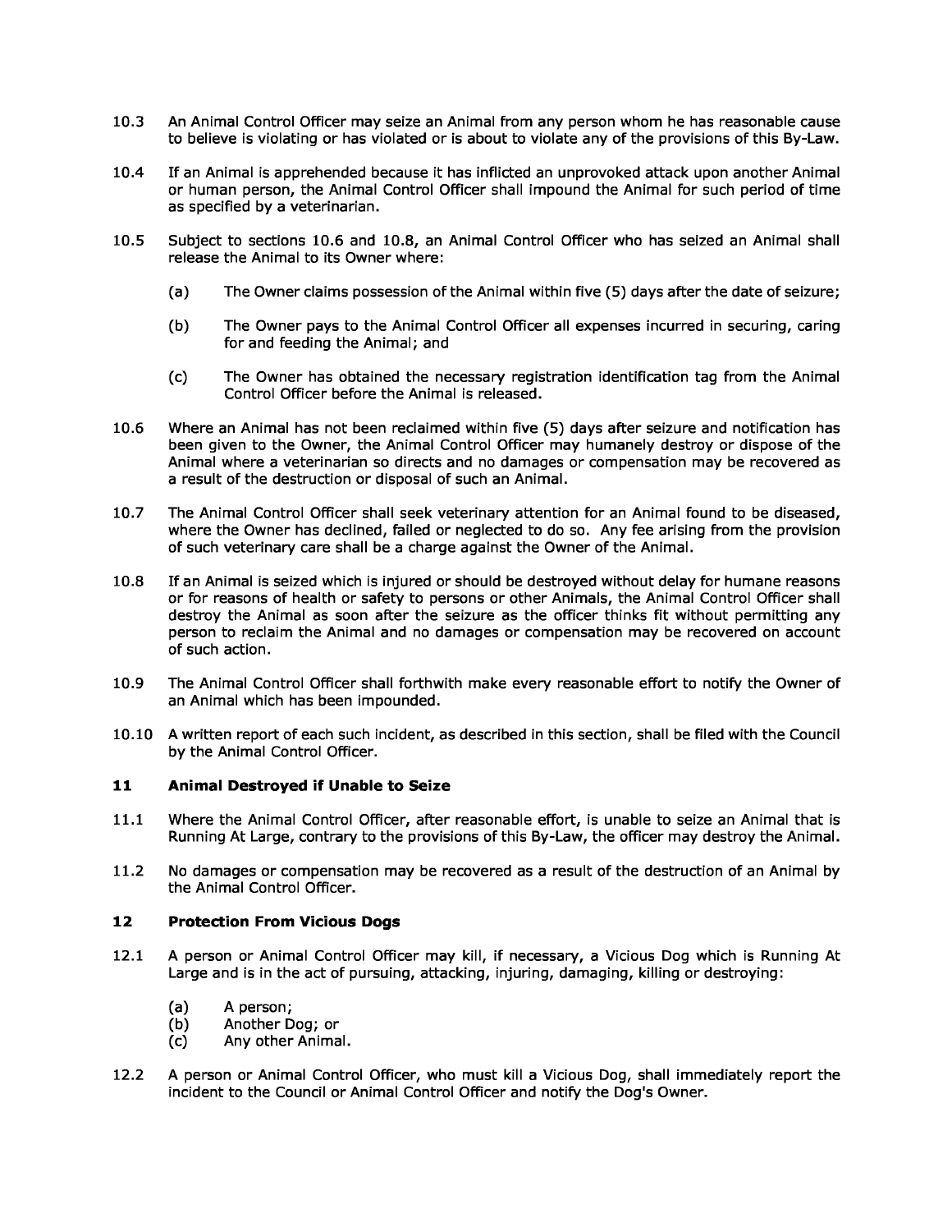10.3 An Animal Control Officer may seize an Animal from any person whom he has reasonable cause to believe is violating or has violated or is about to violate any of the provisions of this By-Law.

10.4 If an Animal is apprehended because it has inflicted an unprovoked attack upon another Animal or human person, the Animal Control Officer shall impound the Animal for such period of time as specified by a veterinarian.

10.5 Subject to sections 10.6 and 10.8, an Animal Control Officer who has seized an Animal shall release the Animal to its Owner where:

- (a) The Owner claims possession of the Animal within five (5) days after the date of seizure;
- (b) The Owner pays to the Animal Control Officer all expenses incurred in securing, caring for and feeding the Animal; and
- (c) The Owner has obtained the necessary registration identification tag from the Animal Control Officer before the Animal is released.

10.6 Where an Animal has not been reclaimed within five (5) days after seizure and notification has been given to the Owner, the Animal Control Officer may humanely destroy or dispose of the Animal where a veterinarian so directs and no damages or compensation may be recovered as a result of the destruction or disposal of such an Animal.

10.7 The Animal Control Officer shall seek veterinary attention for an Animal found to be diseased, where the Owner has declined, failed or neglected to do so. Any fee arising from the provision of such veterinary care shall be a charge against the Owner of the Animal.

10.8 If an Animal is seized which is injured or should be destroyed without delay for humane reasons or for reasons of health or safety to persons or other Animals, the Animal Control Officer shall destroy the Animal as soon after the seizure as the officer thinks fit without permitting any person to reclaim the Animal and no damages or compensation may be recovered on account of such action.

10.9 The Animal Control Officer shall forthwith make every reasonable effort to notify the Owner of an Animal which has been impounded.

10.10 A written report of each such incident, as described in this section, shall be filed with the Council by the Animal Control Officer.

## 11 Animal Destroyed if Unable to Seize

11.1 Where the Animal Control Officer, after reasonable effort, is unable to seize an Animal that is Running At Large, contrary to the provisions of this By-Law, the officer may destroy the Animal.

11.2 No damages or compensation may be recovered as a result of the destruction of an Animal by the Animal Control Officer.

## 12 Protection From Vicious Dogs

12.1 A person or Animal Control Officer may kill, if necessary, a Vicious Dog which is Running At Large and is in the act of pursuing, attacking, injuring, damaging, killing or destroying:

- (a) A person;
- (b) Another Dog; or
- (c) Any other Animal.

12.2 A person or Animal Control Officer, who must kill a Vicious Dog, shall immediately report the incident to the Council or Animal Control Officer and notify the Dog's Owner.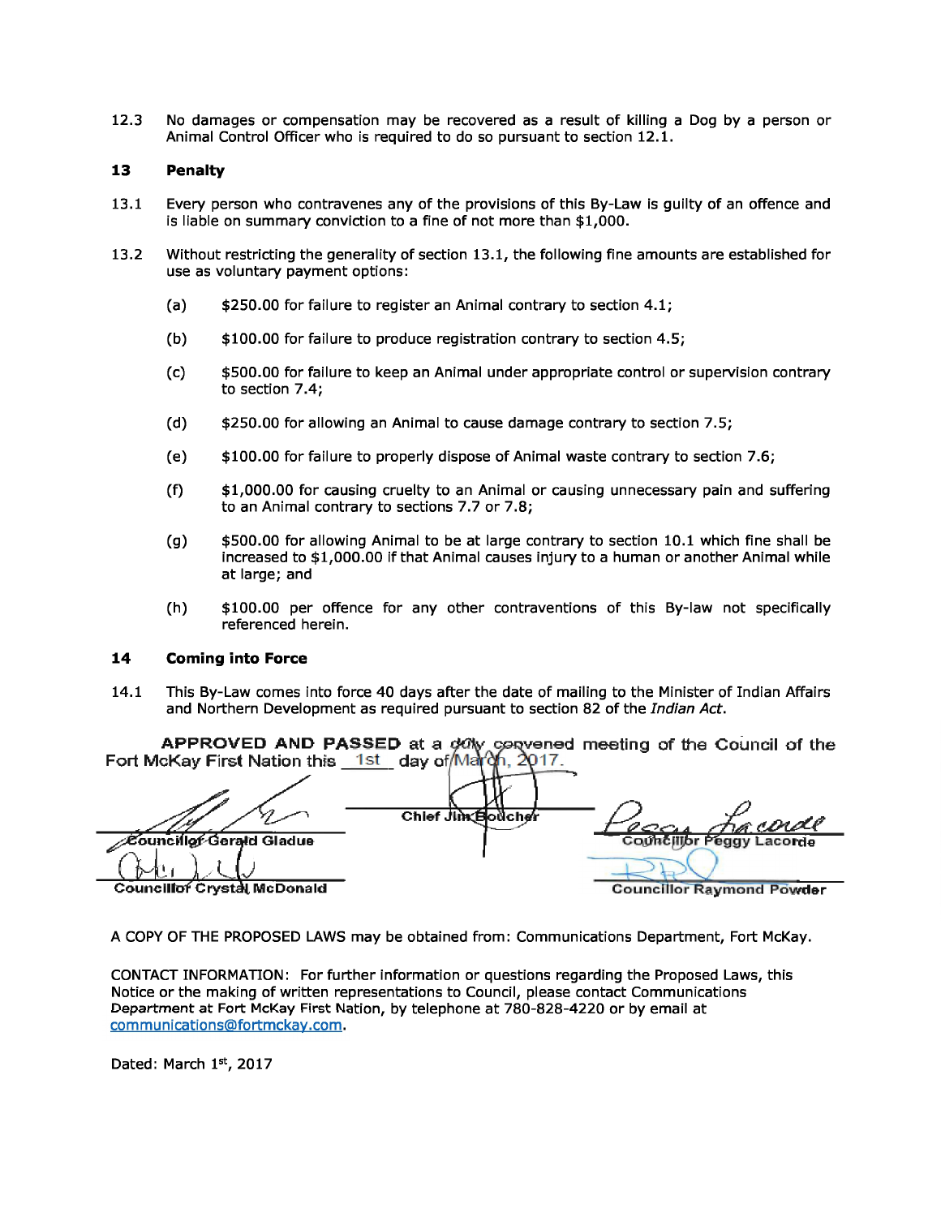12.3 No damages or compensation may be recovered as a result of killing a Dog by a person or Animal Control Officer who is required to do so pursuant to section 12.1.

## 13 Penalty

13.1 Every person who contravenes any of the provisions of this By-Law is guilty of an offence and is liable on summary conviction to a fine of not more than $1,000.

13.2 Without restricting the generality of section 13.1, the following fine amounts are established for use as voluntary payment options:

(a) $250.00 for failure to register an Animal contrary to section 4.1;

(b) $100.00 for failure to produce registration contrary to section 4.5;

(c) $500.00 for failure to keep an Animal under appropriate control or supervision contrary to section 7.4;

(d) $250.00 for allowing an Animal to cause damage contrary to section 7.5;

(e) $100.00 for failure to properly dispose of Animal waste contrary to section 7.6;

(f) $1,000.00 for causing cruelty to an Animal or causing unnecessary pain and suffering to an Animal contrary to sections 7.7 or 7.8;

(g) $500.00 for allowing Animal to be at large contrary to section 10.1 which fine shall be increased to $1,000.00 if that Animal causes injury to a human or another Animal while at large; and

(h) $100.00 per offence for any other contraventions of this By-law not specifically referenced herein.

## 14 Coming into Force

14.1 This By-Law comes into force 40 days after the date of mailing to the Minister of Indian Affairs and Northern Development as required pursuant to section 82 of the *Indian Act*.

**APPROVED AND PASSED** at a duly convened meeting of the Council of the Fort McKay First Nation this 1st day of March, 2017.

Councillor Gerald Gladue

Chief Jim Boucher

Councillor Peggy Lacorde

Councillor Crystal McDonald

Councillor Raymond Powder

A COPY OF THE PROPOSED LAWS may be obtained from: Communications Department, Fort McKay.

CONTACT INFORMATION: For further information or questions regarding the Proposed Laws, this Notice or the making of written representations to Council, please contact Communications Department at Fort McKay First Nation, by telephone at 780-828-4220 or by email at communications@fortmckay.com.

Dated: March 1st, 2017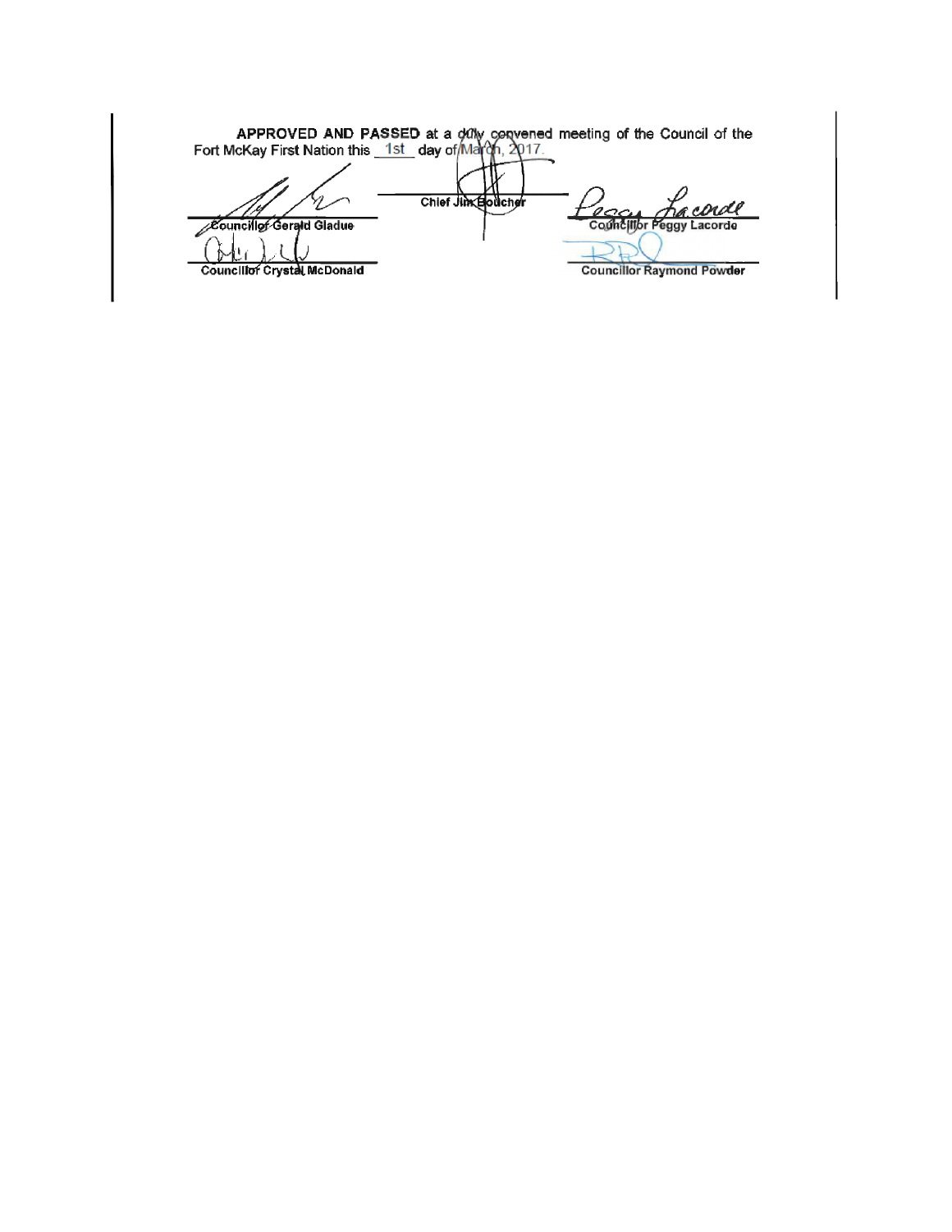**APPROVED AND PASSED** at a duly convened meeting of the Council of the Fort McKay First Nation this 1st day of March, 2017.

| | | |
|---|---|---|
| Councillor Gerald Gladue | Chief Jim Boucher | Councillor Peggy Lacorde |
| Councillor Crystal McDonald | | Councillor Raymond Powder |